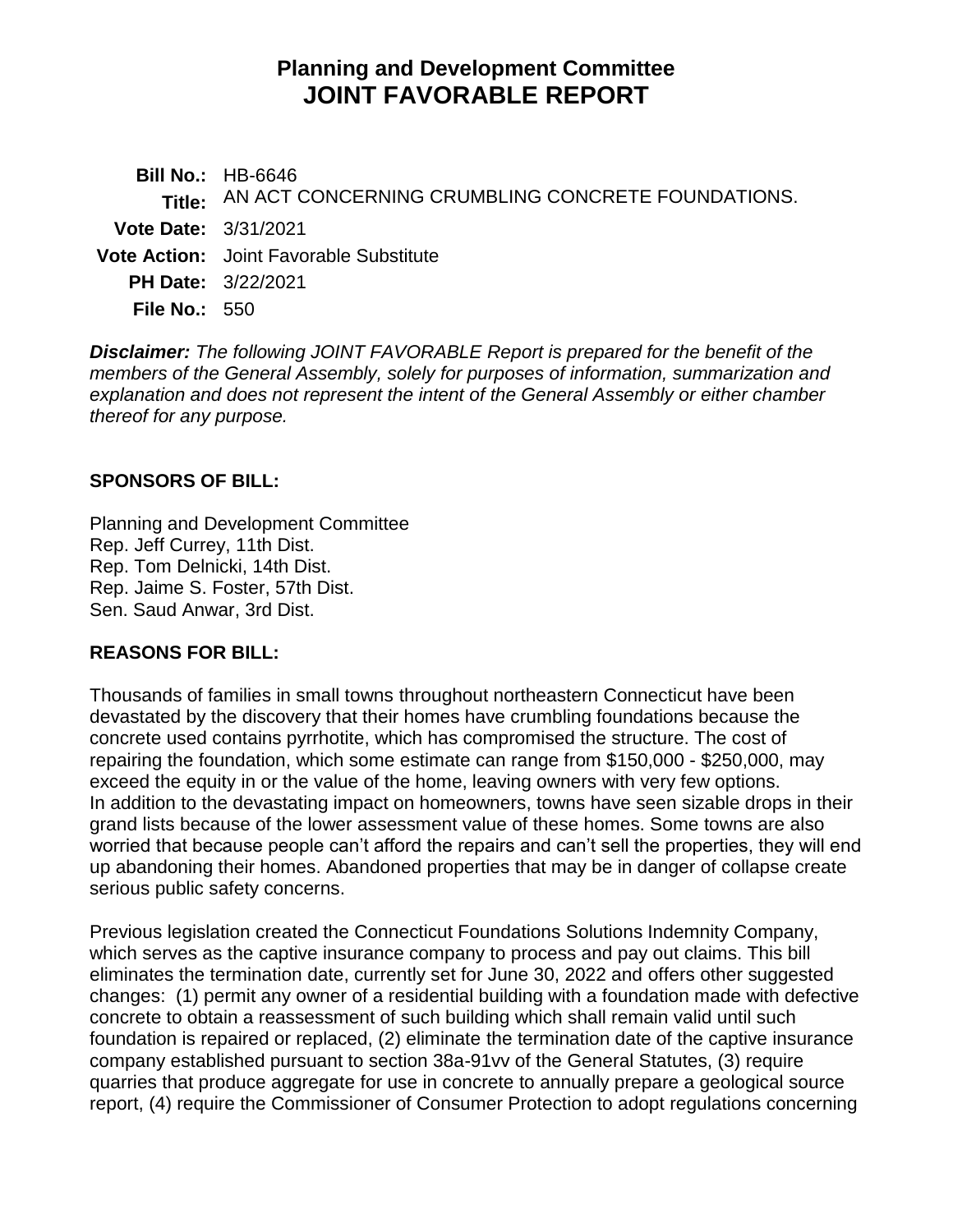# Planning and Development Committee
# JOINT FAVORABLE REPORT

**Bill No.:** HB-6646
**Title:** AN ACT CONCERNING CRUMBLING CONCRETE FOUNDATIONS.
**Vote Date:** 3/31/2021
**Vote Action:** Joint Favorable Substitute
**PH Date:** 3/22/2021
**File No.:** 550

***Disclaimer:*** *The following JOINT FAVORABLE Report is prepared for the benefit of the members of the General Assembly, solely for purposes of information, summarization and explanation and does not represent the intent of the General Assembly or either chamber thereof for any purpose.*

## SPONSORS OF BILL:

Planning and Development Committee
Rep. Jeff Currey, 11th Dist.
Rep. Tom Delnicki, 14th Dist.
Rep. Jaime S. Foster, 57th Dist.
Sen. Saud Anwar, 3rd Dist.

## REASONS FOR BILL:

Thousands of families in small towns throughout northeastern Connecticut have been devastated by the discovery that their homes have crumbling foundations because the concrete used contains pyrrhotite, which has compromised the structure. The cost of repairing the foundation, which some estimate can range from $150,000 - $250,000, may exceed the equity in or the value of the home, leaving owners with very few options. In addition to the devastating impact on homeowners, towns have seen sizable drops in their grand lists because of the lower assessment value of these homes. Some towns are also worried that because people can't afford the repairs and can't sell the properties, they will end up abandoning their homes. Abandoned properties that may be in danger of collapse create serious public safety concerns.

Previous legislation created the Connecticut Foundations Solutions Indemnity Company, which serves as the captive insurance company to process and pay out claims. This bill eliminates the termination date, currently set for June 30, 2022 and offers other suggested changes: (1) permit any owner of a residential building with a foundation made with defective concrete to obtain a reassessment of such building which shall remain valid until such foundation is repaired or replaced, (2) eliminate the termination date of the captive insurance company established pursuant to section 38a-91vv of the General Statutes, (3) require quarries that produce aggregate for use in concrete to annually prepare a geological source report, (4) require the Commissioner of Consumer Protection to adopt regulations concerning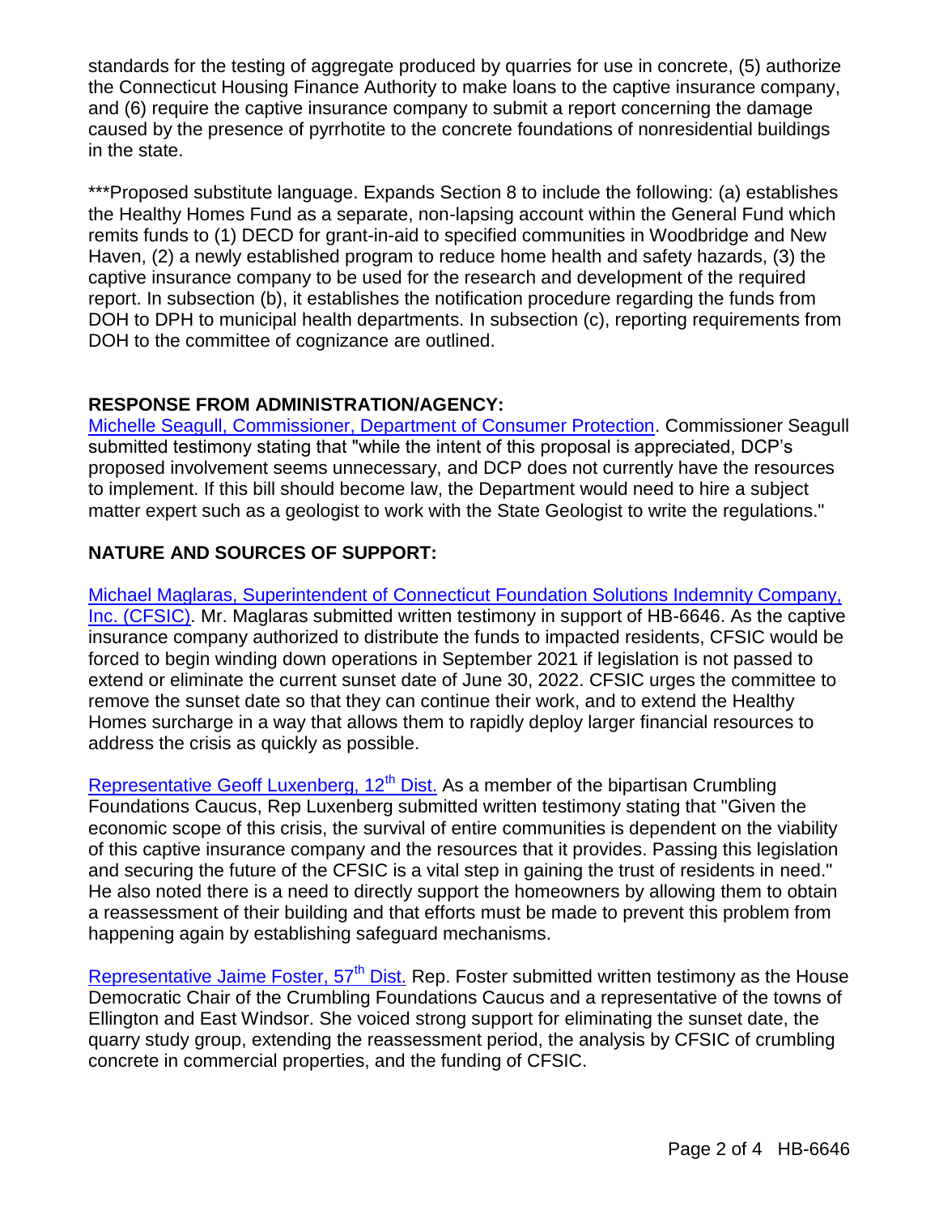standards for the testing of aggregate produced by quarries for use in concrete, (5) authorize the Connecticut Housing Finance Authority to make loans to the captive insurance company, and (6) require the captive insurance company to submit a report concerning the damage caused by the presence of pyrrhotite to the concrete foundations of nonresidential buildings in the state.

***Proposed substitute language. Expands Section 8 to include the following: (a) establishes the Healthy Homes Fund as a separate, non-lapsing account within the General Fund which remits funds to (1) DECD for grant-in-aid to specified communities in Woodbridge and New Haven, (2) a newly established program to reduce home health and safety hazards, (3) the captive insurance company to be used for the research and development of the required report. In subsection (b), it establishes the notification procedure regarding the funds from DOH to DPH to municipal health departments. In subsection (c), reporting requirements from DOH to the committee of cognizance are outlined.

## RESPONSE FROM ADMINISTRATION/AGENCY:

Michelle Seagull, Commissioner, Department of Consumer Protection. Commissioner Seagull submitted testimony stating that "while the intent of this proposal is appreciated, DCP's proposed involvement seems unnecessary, and DCP does not currently have the resources to implement. If this bill should become law, the Department would need to hire a subject matter expert such as a geologist to work with the State Geologist to write the regulations."

## NATURE AND SOURCES OF SUPPORT:

Michael Maglaras, Superintendent of Connecticut Foundation Solutions Indemnity Company, Inc. (CFSIC). Mr. Maglaras submitted written testimony in support of HB-6646. As the captive insurance company authorized to distribute the funds to impacted residents, CFSIC would be forced to begin winding down operations in September 2021 if legislation is not passed to extend or eliminate the current sunset date of June 30, 2022. CFSIC urges the committee to remove the sunset date so that they can continue their work, and to extend the Healthy Homes surcharge in a way that allows them to rapidly deploy larger financial resources to address the crisis as quickly as possible.

Representative Geoff Luxenberg, 12th Dist. As a member of the bipartisan Crumbling Foundations Caucus, Rep Luxenberg submitted written testimony stating that "Given the economic scope of this crisis, the survival of entire communities is dependent on the viability of this captive insurance company and the resources that it provides. Passing this legislation and securing the future of the CFSIC is a vital step in gaining the trust of residents in need." He also noted there is a need to directly support the homeowners by allowing them to obtain a reassessment of their building and that efforts must be made to prevent this problem from happening again by establishing safeguard mechanisms.

Representative Jaime Foster, 57th Dist. Rep. Foster submitted written testimony as the House Democratic Chair of the Crumbling Foundations Caucus and a representative of the towns of Ellington and East Windsor. She voiced strong support for eliminating the sunset date, the quarry study group, extending the reassessment period, the analysis by CFSIC of crumbling concrete in commercial properties, and the funding of CFSIC.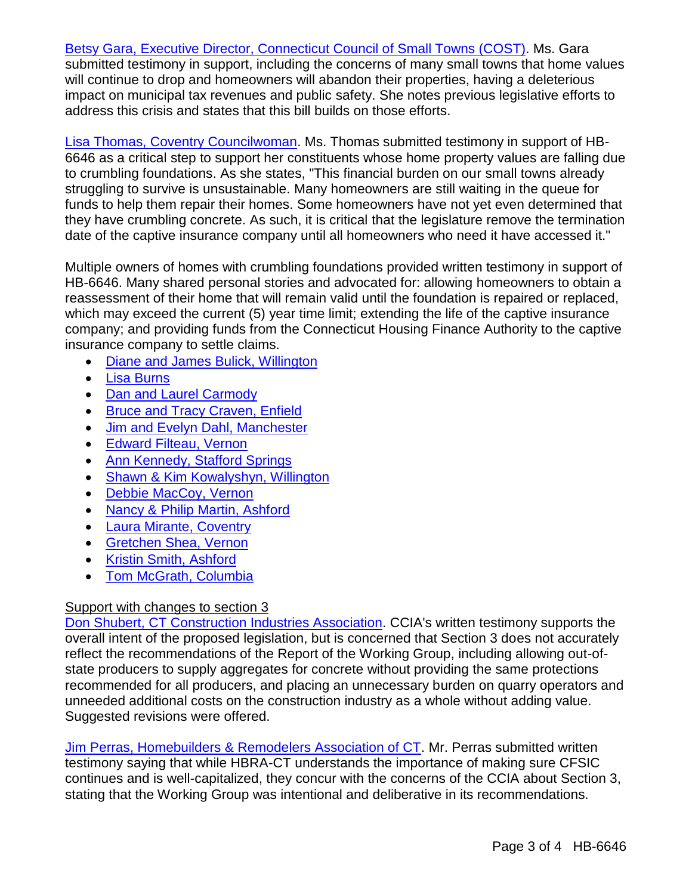Betsy Gara, Executive Director, Connecticut Council of Small Towns (COST). Ms. Gara submitted testimony in support, including the concerns of many small towns that home values will continue to drop and homeowners will abandon their properties, having a deleterious impact on municipal tax revenues and public safety. She notes previous legislative efforts to address this crisis and states that this bill builds on those efforts.

Lisa Thomas, Coventry Councilwoman. Ms. Thomas submitted testimony in support of HB-6646 as a critical step to support her constituents whose home property values are falling due to crumbling foundations. As she states, "This financial burden on our small towns already struggling to survive is unsustainable. Many homeowners are still waiting in the queue for funds to help them repair their homes. Some homeowners have not yet even determined that they have crumbling concrete. As such, it is critical that the legislature remove the termination date of the captive insurance company until all homeowners who need it have accessed it."

Multiple owners of homes with crumbling foundations provided written testimony in support of HB-6646. Many shared personal stories and advocated for: allowing homeowners to obtain a reassessment of their home that will remain valid until the foundation is repaired or replaced, which may exceed the current (5) year time limit; extending the life of the captive insurance company; and providing funds from the Connecticut Housing Finance Authority to the captive insurance company to settle claims.

- Diane and James Bulick, Willington
- Lisa Burns
- Dan and Laurel Carmody
- Bruce and Tracy Craven, Enfield
- Jim and Evelyn Dahl, Manchester
- Edward Filteau, Vernon
- Ann Kennedy, Stafford Springs
- Shawn & Kim Kowalyshyn, Willington
- Debbie MacCoy, Vernon
- Nancy & Philip Martin, Ashford
- Laura Mirante, Coventry
- Gretchen Shea, Vernon
- Kristin Smith, Ashford
- Tom McGrath, Columbia

Support with changes to section 3

Don Shubert, CT Construction Industries Association. CCIA's written testimony supports the overall intent of the proposed legislation, but is concerned that Section 3 does not accurately reflect the recommendations of the Report of the Working Group, including allowing out-of-state producers to supply aggregates for concrete without providing the same protections recommended for all producers, and placing an unnecessary burden on quarry operators and unneeded additional costs on the construction industry as a whole without adding value. Suggested revisions were offered.

Jim Perras, Homebuilders & Remodelers Association of CT. Mr. Perras submitted written testimony saying that while HBRA-CT understands the importance of making sure CFSIC continues and is well-capitalized, they concur with the concerns of the CCIA about Section 3, stating that the Working Group was intentional and deliberative in its recommendations.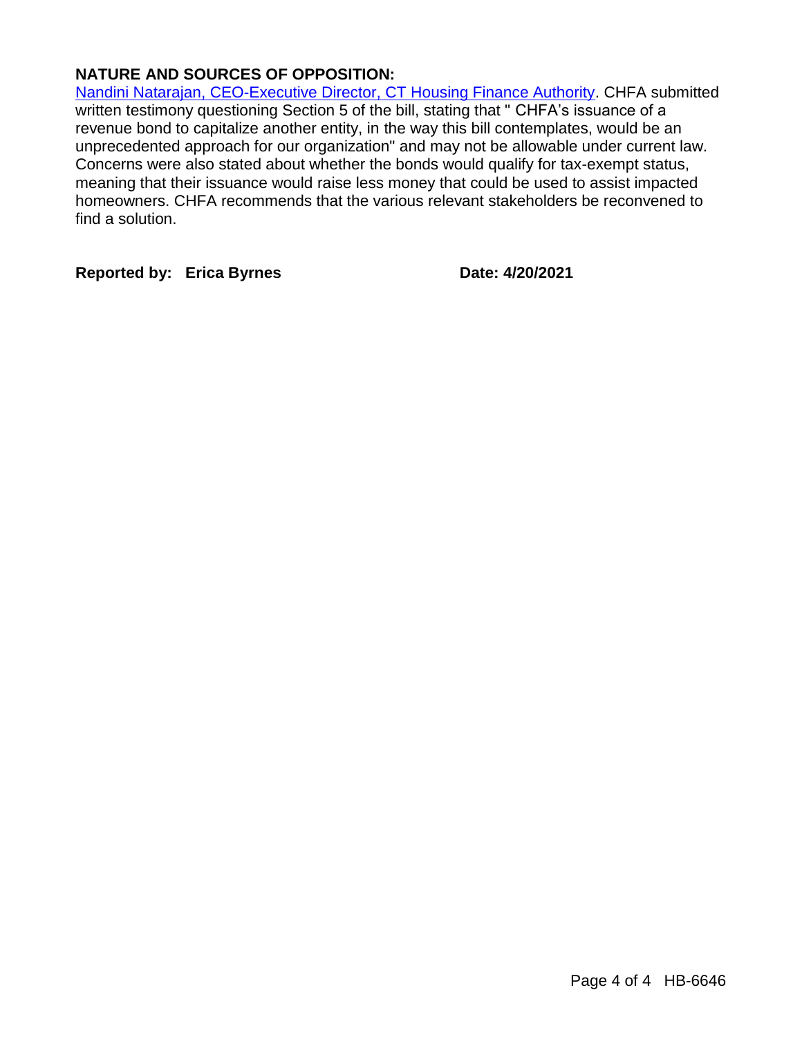**NATURE AND SOURCES OF OPPOSITION:**

Nandini Natarajan, CEO-Executive Director, CT Housing Finance Authority. CHFA submitted written testimony questioning Section 5 of the bill, stating that " CHFA's issuance of a revenue bond to capitalize another entity, in the way this bill contemplates, would be an unprecedented approach for our organization" and may not be allowable under current law. Concerns were also stated about whether the bonds would qualify for tax-exempt status, meaning that their issuance would raise less money that could be used to assist impacted homeowners. CHFA recommends that the various relevant stakeholders be reconvened to find a solution.

**Reported by: Erica Byrnes** **Date: 4/20/2021**